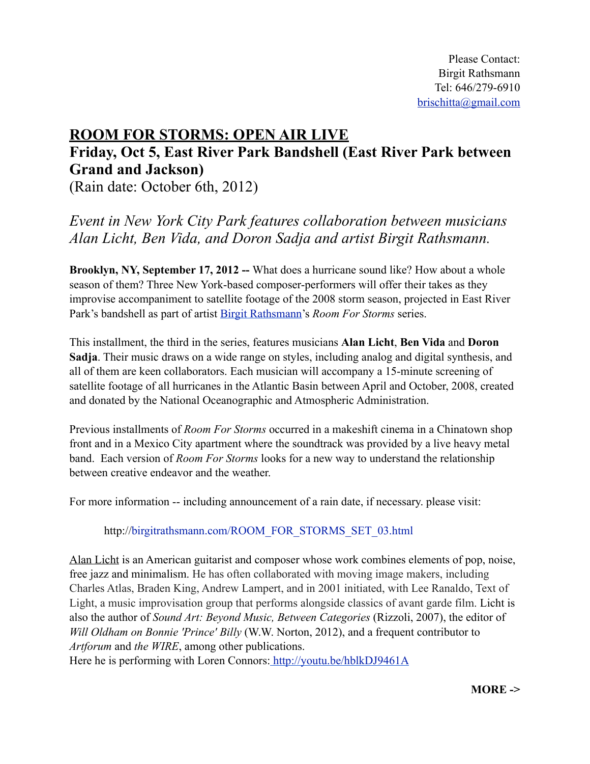Please Contact:
Birgit Rathsmann
Tel: 646/279-6910
brischitta@gmail.com

# ROOM FOR STORMS: OPEN AIR LIVE

## Friday, Oct 5, East River Park Bandshell (East River Park between Grand and Jackson)

(Rain date: October 6th, 2012)

*Event in New York City Park features collaboration between musicians Alan Licht, Ben Vida, and Doron Sadja and artist Birgit Rathsmann.*

**Brooklyn, NY, September 17, 2012 --** What does a hurricane sound like? How about a whole season of them? Three New York-based composer-performers will offer their takes as they improvise accompaniment to satellite footage of the 2008 storm season, projected in East River Park's bandshell as part of artist Birgit Rathsmann's *Room For Storms* series.

This installment, the third in the series, features musicians **Alan Licht**, **Ben Vida** and **Doron Sadja**. Their music draws on a wide range on styles, including analog and digital synthesis, and all of them are keen collaborators. Each musician will accompany a 15-minute screening of satellite footage of all hurricanes in the Atlantic Basin between April and October, 2008, created and donated by the National Oceanographic and Atmospheric Administration.

Previous installments of *Room For Storms* occurred in a makeshift cinema in a Chinatown shop front and in a Mexico City apartment where the soundtrack was provided by a live heavy metal band. Each version of *Room For Storms* looks for a new way to understand the relationship between creative endeavor and the weather.

For more information -- including announcement of a rain date, if necessary. please visit:

http://birgitrathsmann.com/ROOM_FOR_STORMS_SET_03.html

Alan Licht is an American guitarist and composer whose work combines elements of pop, noise, free jazz and minimalism. He has often collaborated with moving image makers, including Charles Atlas, Braden King, Andrew Lampert, and in 2001 initiated, with Lee Ranaldo, Text of Light, a music improvisation group that performs alongside classics of avant garde film. Licht is also the author of *Sound Art: Beyond Music, Between Categories* (Rizzoli, 2007), the editor of *Will Oldham on Bonnie 'Prince' Billy* (W.W. Norton, 2012), and a frequent contributor to *Artforum* and *the WIRE*, among other publications.
Here he is performing with Loren Connors: http://youtu.be/hblkDJ9461A

**MORE ->**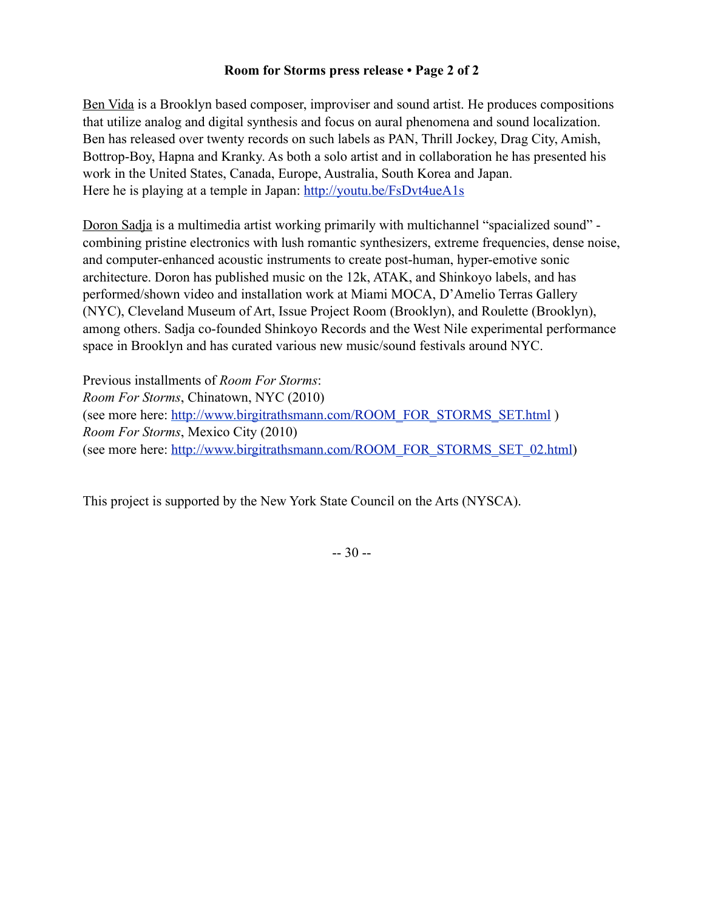Ben Vida is a Brooklyn based composer, improviser and sound artist. He produces compositions that utilize analog and digital synthesis and focus on aural phenomena and sound localization. Ben has released over twenty records on such labels as PAN, Thrill Jockey, Drag City, Amish, Bottrop-Boy, Hapna and Kranky. As both a solo artist and in collaboration he has presented his work in the United States, Canada, Europe, Australia, South Korea and Japan.
Here he is playing at a temple in Japan: http://youtu.be/FsDvt4ueA1s

Doron Sadja is a multimedia artist working primarily with multichannel "spacialized sound" - combining pristine electronics with lush romantic synthesizers, extreme frequencies, dense noise, and computer-enhanced acoustic instruments to create post-human, hyper-emotive sonic architecture. Doron has published music on the 12k, ATAK, and Shinkoyo labels, and has performed/shown video and installation work at Miami MOCA, D'Amelio Terras Gallery (NYC), Cleveland Museum of Art, Issue Project Room (Brooklyn), and Roulette (Brooklyn), among others. Sadja co-founded Shinkoyo Records and the West Nile experimental performance space in Brooklyn and has curated various new music/sound festivals around NYC.

Previous installments of *Room For Storms*:
*Room For Storms*, Chinatown, NYC (2010)
(see more here: http://www.birgitrathsmann.com/ROOM_FOR_STORMS_SET.html )
*Room For Storms*, Mexico City (2010)
(see more here: http://www.birgitrathsmann.com/ROOM_FOR_STORMS_SET_02.html)

This project is supported by the New York State Council on the Arts (NYSCA).

-- 30 --